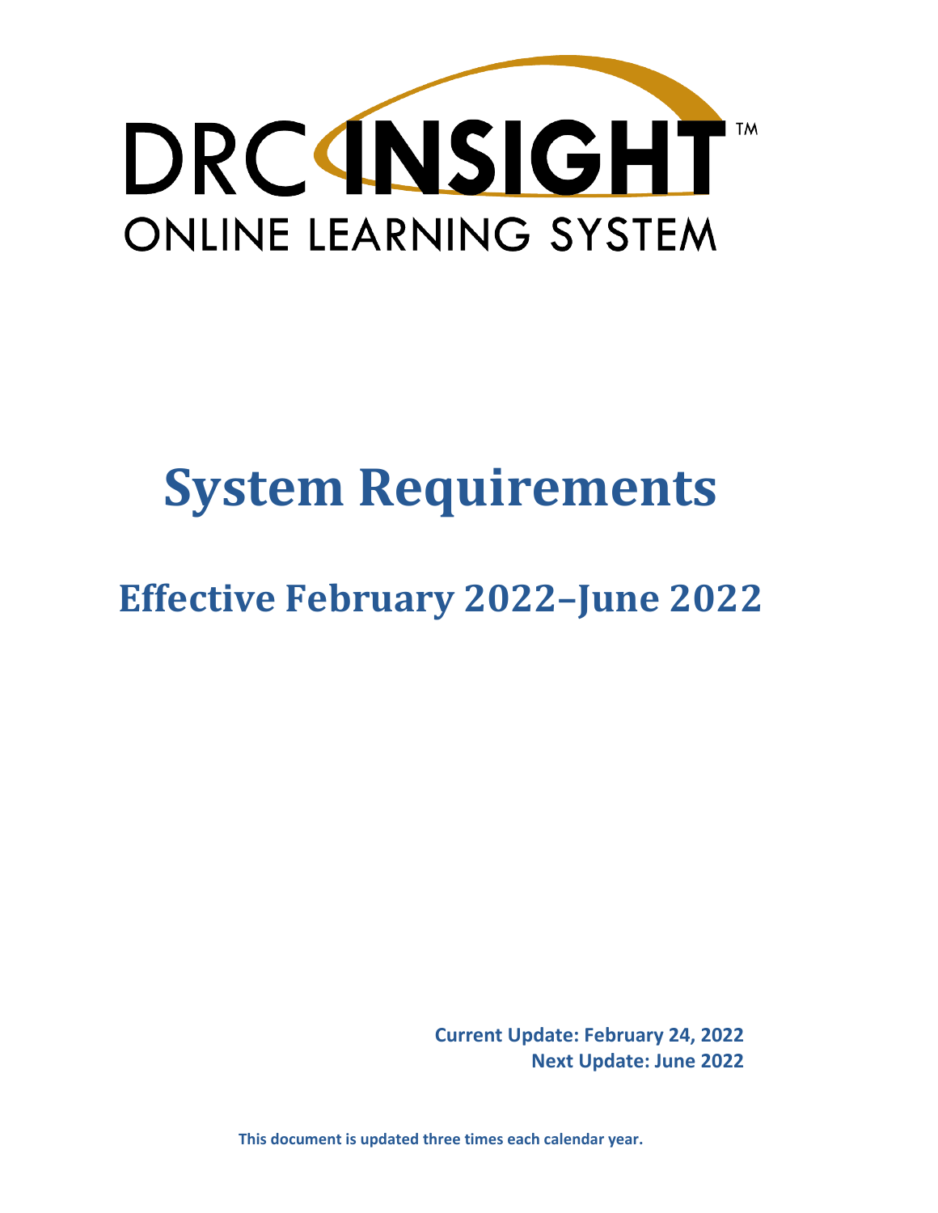DRC INSIGHT™

ONLINE LEARNING SYSTEM

# System Requirements

## Effective February 2022–June 2022

**Current Update: February 24, 2022**
**Next Update: June 2022**

**This document is updated three times each calendar year.**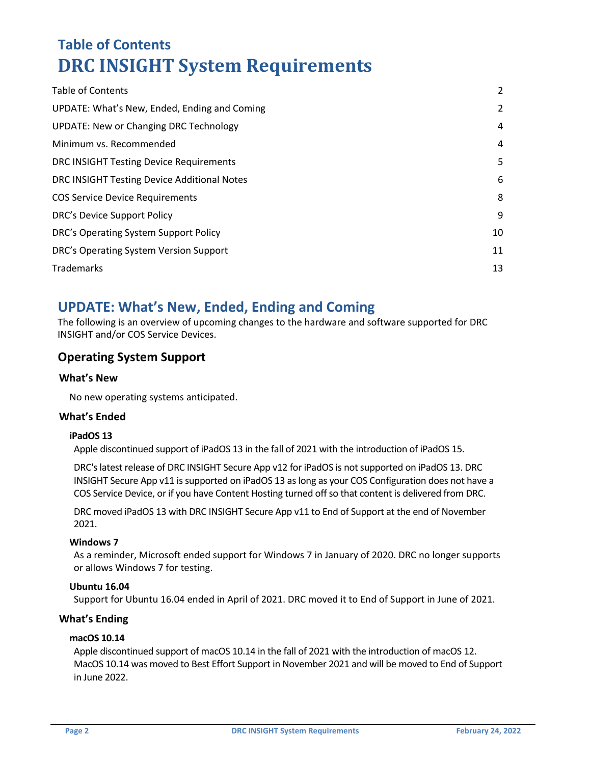# Table of Contents

# DRC INSIGHT System Requirements

| | |
|---|---|
| Table of Contents | 2 |
| UPDATE: What's New, Ended, Ending and Coming | 2 |
| UPDATE: New or Changing DRC Technology | 4 |
| Minimum vs. Recommended | 4 |
| DRC INSIGHT Testing Device Requirements | 5 |
| DRC INSIGHT Testing Device Additional Notes | 6 |
| COS Service Device Requirements | 8 |
| DRC's Device Support Policy | 9 |
| DRC's Operating System Support Policy | 10 |
| DRC's Operating System Version Support | 11 |
| Trademarks | 13 |

## UPDATE: What's New, Ended, Ending and Coming

The following is an overview of upcoming changes to the hardware and software supported for DRC INSIGHT and/or COS Service Devices.

### Operating System Support

#### What's New

No new operating systems anticipated.

#### What's Ended

**iPadOS 13**

Apple discontinued support of iPadOS 13 in the fall of 2021 with the introduction of iPadOS 15.

DRC's latest release of DRC INSIGHT Secure App v12 for iPadOS is not supported on iPadOS 13. DRC INSIGHT Secure App v11 is supported on iPadOS 13 as long as your COS Configuration does not have a COS Service Device, or if you have Content Hosting turned off so that content is delivered from DRC.

DRC moved iPadOS 13 with DRC INSIGHT Secure App v11 to End of Support at the end of November 2021.

**Windows 7**

As a reminder, Microsoft ended support for Windows 7 in January of 2020. DRC no longer supports or allows Windows 7 for testing.

**Ubuntu 16.04**

Support for Ubuntu 16.04 ended in April of 2021. DRC moved it to End of Support in June of 2021.

#### What's Ending

**macOS 10.14**

Apple discontinued support of macOS 10.14 in the fall of 2021 with the introduction of macOS 12. MacOS 10.14 was moved to Best Effort Support in November 2021 and will be moved to End of Support in June 2022.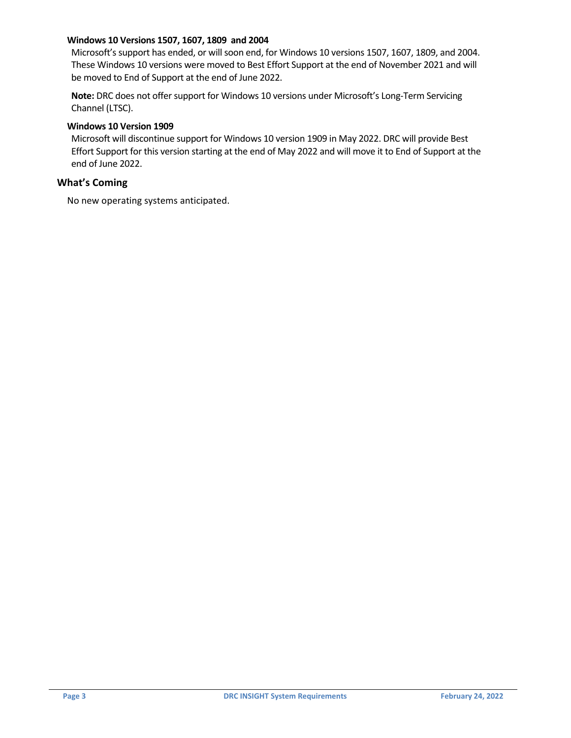#### Windows 10 Versions 1507, 1607, 1809 and 2004

Microsoft's support has ended, or will soon end, for Windows 10 versions 1507, 1607, 1809, and 2004. These Windows 10 versions were moved to Best Effort Support at the end of November 2021 and will be moved to End of Support at the end of June 2022.

**Note:** DRC does not offer support for Windows 10 versions under Microsoft's Long-Term Servicing Channel (LTSC).

#### Windows 10 Version 1909

Microsoft will discontinue support for Windows 10 version 1909 in May 2022. DRC will provide Best Effort Support for this version starting at the end of May 2022 and will move it to End of Support at the end of June 2022.

### What's Coming

No new operating systems anticipated.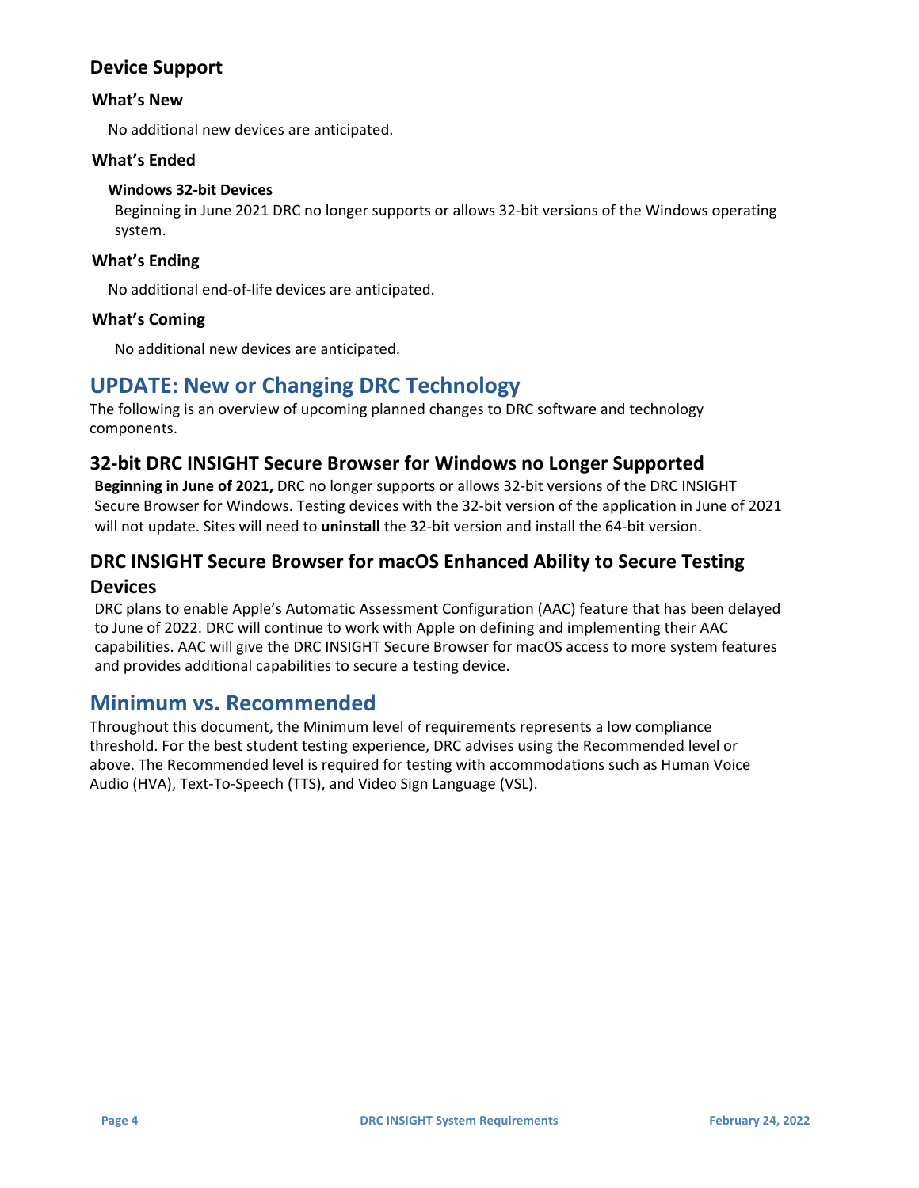## Device Support

### What's New

No additional new devices are anticipated.

### What's Ended

#### Windows 32-bit Devices

Beginning in June 2021 DRC no longer supports or allows 32-bit versions of the Windows operating system.

### What's Ending

No additional end-of-life devices are anticipated.

### What's Coming

No additional new devices are anticipated.

# UPDATE: New or Changing DRC Technology

The following is an overview of upcoming planned changes to DRC software and technology components.

## 32-bit DRC INSIGHT Secure Browser for Windows no Longer Supported

**Beginning in June of 2021,** DRC no longer supports or allows 32-bit versions of the DRC INSIGHT Secure Browser for Windows. Testing devices with the 32-bit version of the application in June of 2021 will not update. Sites will need to **uninstall** the 32-bit version and install the 64-bit version.

## DRC INSIGHT Secure Browser for macOS Enhanced Ability to Secure Testing Devices

DRC plans to enable Apple's Automatic Assessment Configuration (AAC) feature that has been delayed to June of 2022. DRC will continue to work with Apple on defining and implementing their AAC capabilities. AAC will give the DRC INSIGHT Secure Browser for macOS access to more system features and provides additional capabilities to secure a testing device.

# Minimum vs. Recommended

Throughout this document, the Minimum level of requirements represents a low compliance threshold. For the best student testing experience, DRC advises using the Recommended level or above. The Recommended level is required for testing with accommodations such as Human Voice Audio (HVA), Text-To-Speech (TTS), and Video Sign Language (VSL).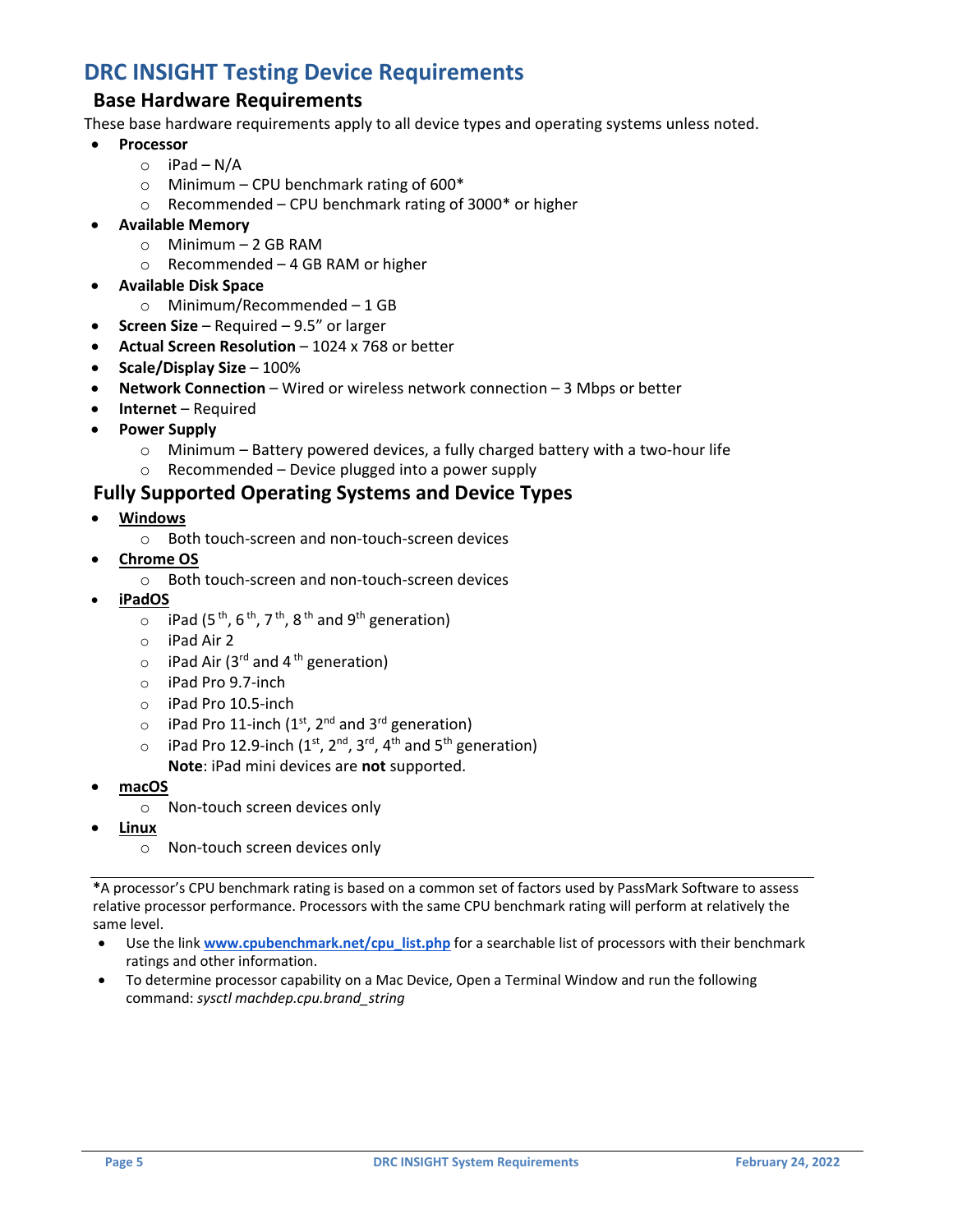# DRC INSIGHT Testing Device Requirements

## Base Hardware Requirements

These base hardware requirements apply to all device types and operating systems unless noted.

- **Processor**
  - iPad – N/A
  - Minimum – CPU benchmark rating of 600*
  - Recommended – CPU benchmark rating of 3000* or higher
- **Available Memory**
  - Minimum – 2 GB RAM
  - Recommended – 4 GB RAM or higher
- **Available Disk Space**
  - Minimum/Recommended – 1 GB
- **Screen Size** – Required – 9.5" or larger
- **Actual Screen Resolution** – 1024 x 768 or better
- **Scale/Display Size** – 100%
- **Network Connection** – Wired or wireless network connection – 3 Mbps or better
- **Internet** – Required
- **Power Supply**
  - Minimum – Battery powered devices, a fully charged battery with a two-hour life
  - Recommended – Device plugged into a power supply

## Fully Supported Operating Systems and Device Types

- **Windows**
  - Both touch-screen and non-touch-screen devices
- **Chrome OS**
  - Both touch-screen and non-touch-screen devices
- **iPadOS**
  - iPad (5th, 6th, 7th, 8th and 9th generation)
  - iPad Air 2
  - iPad Air (3rd and 4th generation)
  - iPad Pro 9.7-inch
  - iPad Pro 10.5-inch
  - iPad Pro 11-inch (1st, 2nd and 3rd generation)
  - iPad Pro 12.9-inch (1st, 2nd, 3rd, 4th and 5th generation)

    **Note**: iPad mini devices are **not** supported.
- **macOS**
  - Non-touch screen devices only
- **Linux**
  - Non-touch screen devices only

---

***A processor's CPU benchmark rating is based on a common set of factors used by PassMark Software to assess relative processor performance. Processors with the same CPU benchmark rating will perform at relatively the same level.

- Use the link **www.cpubenchmark.net/cpu_list.php** for a searchable list of processors with their benchmark ratings and other information.
- To determine processor capability on a Mac Device, Open a Terminal Window and run the following command: *sysctl machdep.cpu.brand_string*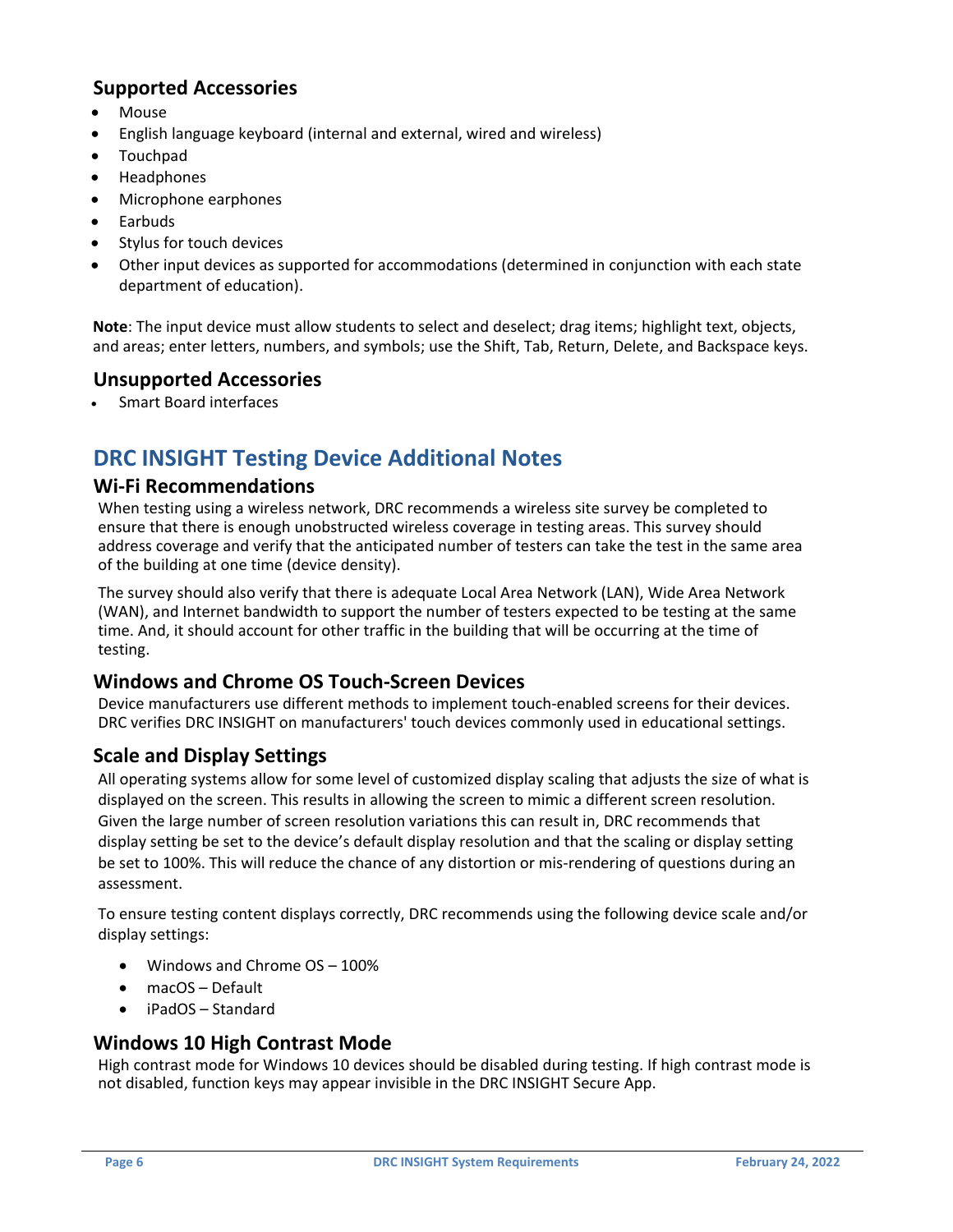### Supported Accessories

- Mouse
- English language keyboard (internal and external, wired and wireless)
- Touchpad
- Headphones
- Microphone earphones
- Earbuds
- Stylus for touch devices
- Other input devices as supported for accommodations (determined in conjunction with each state department of education).

**Note**: The input device must allow students to select and deselect; drag items; highlight text, objects, and areas; enter letters, numbers, and symbols; use the Shift, Tab, Return, Delete, and Backspace keys.

### Unsupported Accessories

- Smart Board interfaces

## DRC INSIGHT Testing Device Additional Notes

### Wi-Fi Recommendations

When testing using a wireless network, DRC recommends a wireless site survey be completed to ensure that there is enough unobstructed wireless coverage in testing areas. This survey should address coverage and verify that the anticipated number of testers can take the test in the same area of the building at one time (device density).

The survey should also verify that there is adequate Local Area Network (LAN), Wide Area Network (WAN), and Internet bandwidth to support the number of testers expected to be testing at the same time. And, it should account for other traffic in the building that will be occurring at the time of testing.

### Windows and Chrome OS Touch-Screen Devices

Device manufacturers use different methods to implement touch-enabled screens for their devices. DRC verifies DRC INSIGHT on manufacturers' touch devices commonly used in educational settings.

### Scale and Display Settings

All operating systems allow for some level of customized display scaling that adjusts the size of what is displayed on the screen. This results in allowing the screen to mimic a different screen resolution. Given the large number of screen resolution variations this can result in, DRC recommends that display setting be set to the device's default display resolution and that the scaling or display setting be set to 100%. This will reduce the chance of any distortion or mis-rendering of questions during an assessment.

To ensure testing content displays correctly, DRC recommends using the following device scale and/or display settings:

- Windows and Chrome OS – 100%
- macOS – Default
- iPadOS – Standard

### Windows 10 High Contrast Mode

High contrast mode for Windows 10 devices should be disabled during testing. If high contrast mode is not disabled, function keys may appear invisible in the DRC INSIGHT Secure App.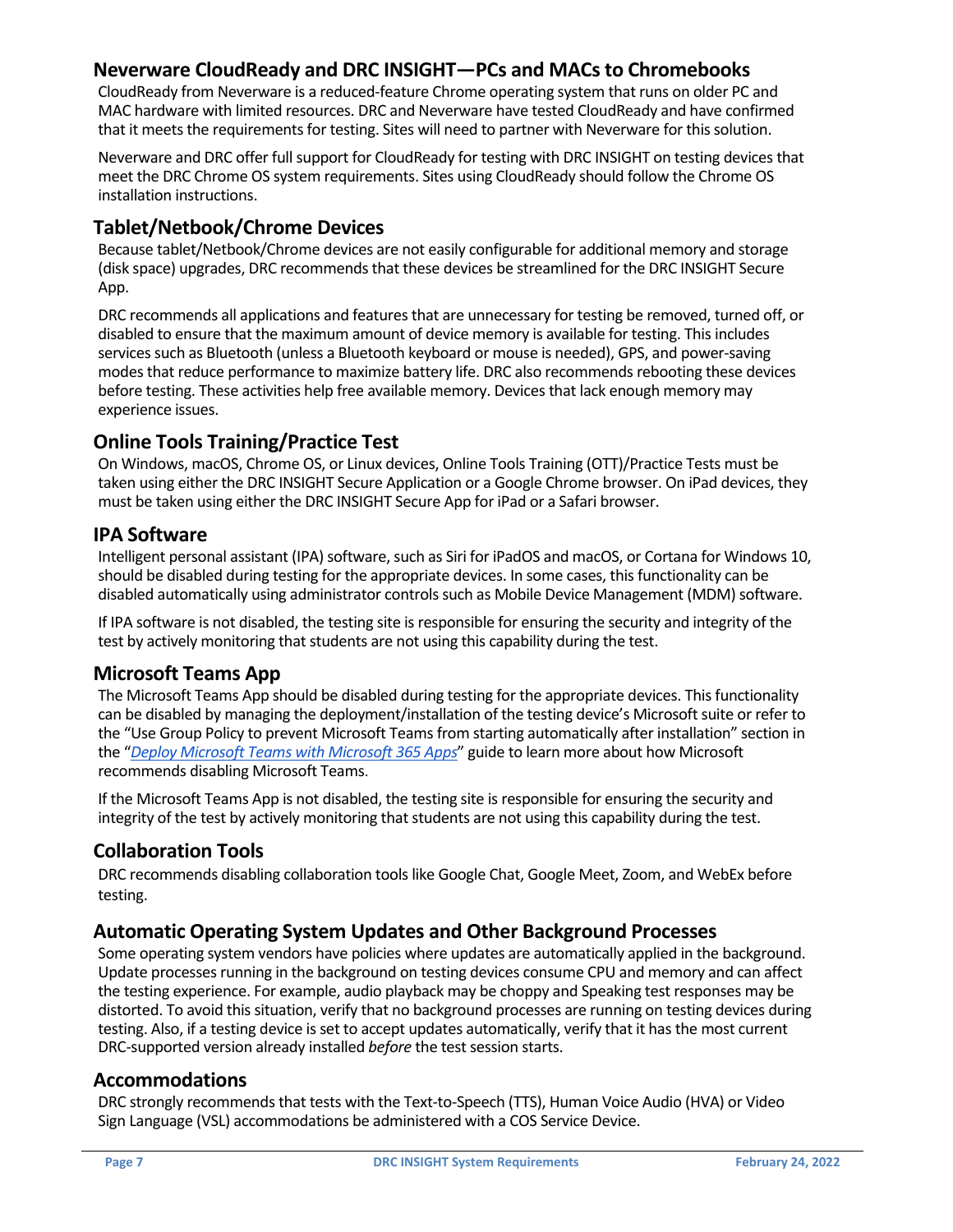## Neverware CloudReady and DRC INSIGHT—PCs and MACs to Chromebooks

CloudReady from Neverware is a reduced-feature Chrome operating system that runs on older PC and MAC hardware with limited resources. DRC and Neverware have tested CloudReady and have confirmed that it meets the requirements for testing. Sites will need to partner with Neverware for this solution.

Neverware and DRC offer full support for CloudReady for testing with DRC INSIGHT on testing devices that meet the DRC Chrome OS system requirements. Sites using CloudReady should follow the Chrome OS installation instructions.

## Tablet/Netbook/Chrome Devices

Because tablet/Netbook/Chrome devices are not easily configurable for additional memory and storage (disk space) upgrades, DRC recommends that these devices be streamlined for the DRC INSIGHT Secure App.

DRC recommends all applications and features that are unnecessary for testing be removed, turned off, or disabled to ensure that the maximum amount of device memory is available for testing. This includes services such as Bluetooth (unless a Bluetooth keyboard or mouse is needed), GPS, and power-saving modes that reduce performance to maximize battery life. DRC also recommends rebooting these devices before testing. These activities help free available memory. Devices that lack enough memory may experience issues.

## Online Tools Training/Practice Test

On Windows, macOS, Chrome OS, or Linux devices, Online Tools Training (OTT)/Practice Tests must be taken using either the DRC INSIGHT Secure Application or a Google Chrome browser. On iPad devices, they must be taken using either the DRC INSIGHT Secure App for iPad or a Safari browser.

## IPA Software

Intelligent personal assistant (IPA) software, such as Siri for iPadOS and macOS, or Cortana for Windows 10, should be disabled during testing for the appropriate devices. In some cases, this functionality can be disabled automatically using administrator controls such as Mobile Device Management (MDM) software.

If IPA software is not disabled, the testing site is responsible for ensuring the security and integrity of the test by actively monitoring that students are not using this capability during the test.

## Microsoft Teams App

The Microsoft Teams App should be disabled during testing for the appropriate devices. This functionality can be disabled by managing the deployment/installation of the testing device's Microsoft suite or refer to the "Use Group Policy to prevent Microsoft Teams from starting automatically after installation" section in the "*Deploy Microsoft Teams with Microsoft 365 Apps*" guide to learn more about how Microsoft recommends disabling Microsoft Teams.

If the Microsoft Teams App is not disabled, the testing site is responsible for ensuring the security and integrity of the test by actively monitoring that students are not using this capability during the test.

## Collaboration Tools

DRC recommends disabling collaboration tools like Google Chat, Google Meet, Zoom, and WebEx before testing.

## Automatic Operating System Updates and Other Background Processes

Some operating system vendors have policies where updates are automatically applied in the background. Update processes running in the background on testing devices consume CPU and memory and can affect the testing experience. For example, audio playback may be choppy and Speaking test responses may be distorted. To avoid this situation, verify that no background processes are running on testing devices during testing. Also, if a testing device is set to accept updates automatically, verify that it has the most current DRC-supported version already installed *before* the test session starts.

## Accommodations

DRC strongly recommends that tests with the Text-to-Speech (TTS), Human Voice Audio (HVA) or Video Sign Language (VSL) accommodations be administered with a COS Service Device.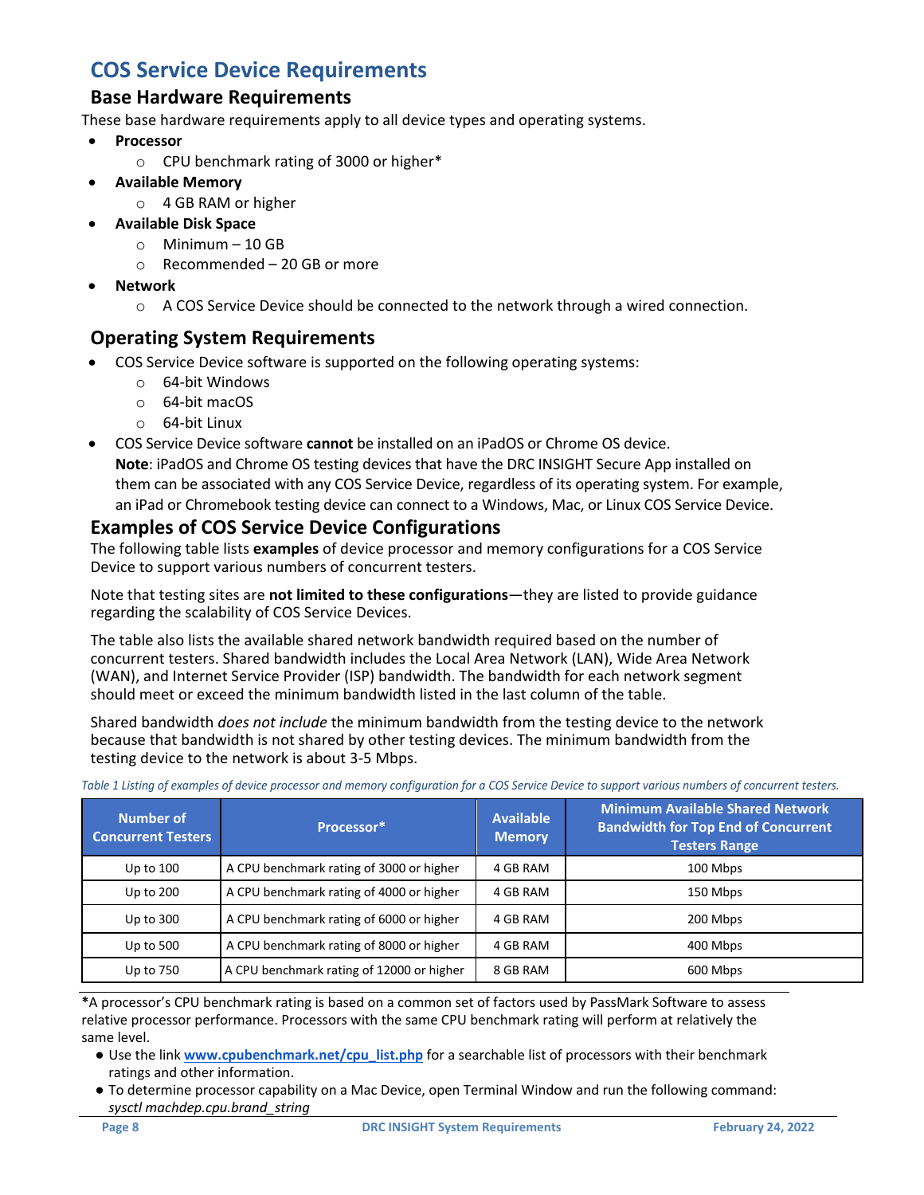# COS Service Device Requirements

## Base Hardware Requirements

These base hardware requirements apply to all device types and operating systems.

- **Processor**
  - CPU benchmark rating of 3000 or higher*
- **Available Memory**
  - 4 GB RAM or higher
- **Available Disk Space**
  - Minimum – 10 GB
  - Recommended – 20 GB or more
- **Network**
  - A COS Service Device should be connected to the network through a wired connection.

## Operating System Requirements

- COS Service Device software is supported on the following operating systems:
  - 64-bit Windows
  - 64-bit macOS
  - 64-bit Linux
- COS Service Device software **cannot** be installed on an iPadOS or Chrome OS device.
  **Note**: iPadOS and Chrome OS testing devices that have the DRC INSIGHT Secure App installed on them can be associated with any COS Service Device, regardless of its operating system. For example, an iPad or Chromebook testing device can connect to a Windows, Mac, or Linux COS Service Device.

## Examples of COS Service Device Configurations

The following table lists **examples** of device processor and memory configurations for a COS Service Device to support various numbers of concurrent testers.

Note that testing sites are **not limited to these configurations**—they are listed to provide guidance regarding the scalability of COS Service Devices.

The table also lists the available shared network bandwidth required based on the number of concurrent testers. Shared bandwidth includes the Local Area Network (LAN), Wide Area Network (WAN), and Internet Service Provider (ISP) bandwidth. The bandwidth for each network segment should meet or exceed the minimum bandwidth listed in the last column of the table.

Shared bandwidth *does not include* the minimum bandwidth from the testing device to the network because that bandwidth is not shared by other testing devices. The minimum bandwidth from the testing device to the network is about 3-5 Mbps.

*Table 1 Listing of examples of device processor and memory configuration for a COS Service Device to support various numbers of concurrent testers.*

| Number of Concurrent Testers | Processor* | Available Memory | Minimum Available Shared Network Bandwidth for Top End of Concurrent Testers Range |
|---|---|---|---|
| Up to 100 | A CPU benchmark rating of 3000 or higher | 4 GB RAM | 100 Mbps |
| Up to 200 | A CPU benchmark rating of 4000 or higher | 4 GB RAM | 150 Mbps |
| Up to 300 | A CPU benchmark rating of 6000 or higher | 4 GB RAM | 200 Mbps |
| Up to 500 | A CPU benchmark rating of 8000 or higher | 4 GB RAM | 400 Mbps |
| Up to 750 | A CPU benchmark rating of 12000 or higher | 8 GB RAM | 600 Mbps |

***A processor's CPU benchmark rating is based on a common set of factors used by PassMark Software to assess relative processor performance. Processors with the same CPU benchmark rating will perform at relatively the same level.

- Use the link **www.cpubenchmark.net/cpu_list.php** for a searchable list of processors with their benchmark ratings and other information.
- To determine processor capability on a Mac Device, open Terminal Window and run the following command: *sysctl machdep.cpu.brand_string*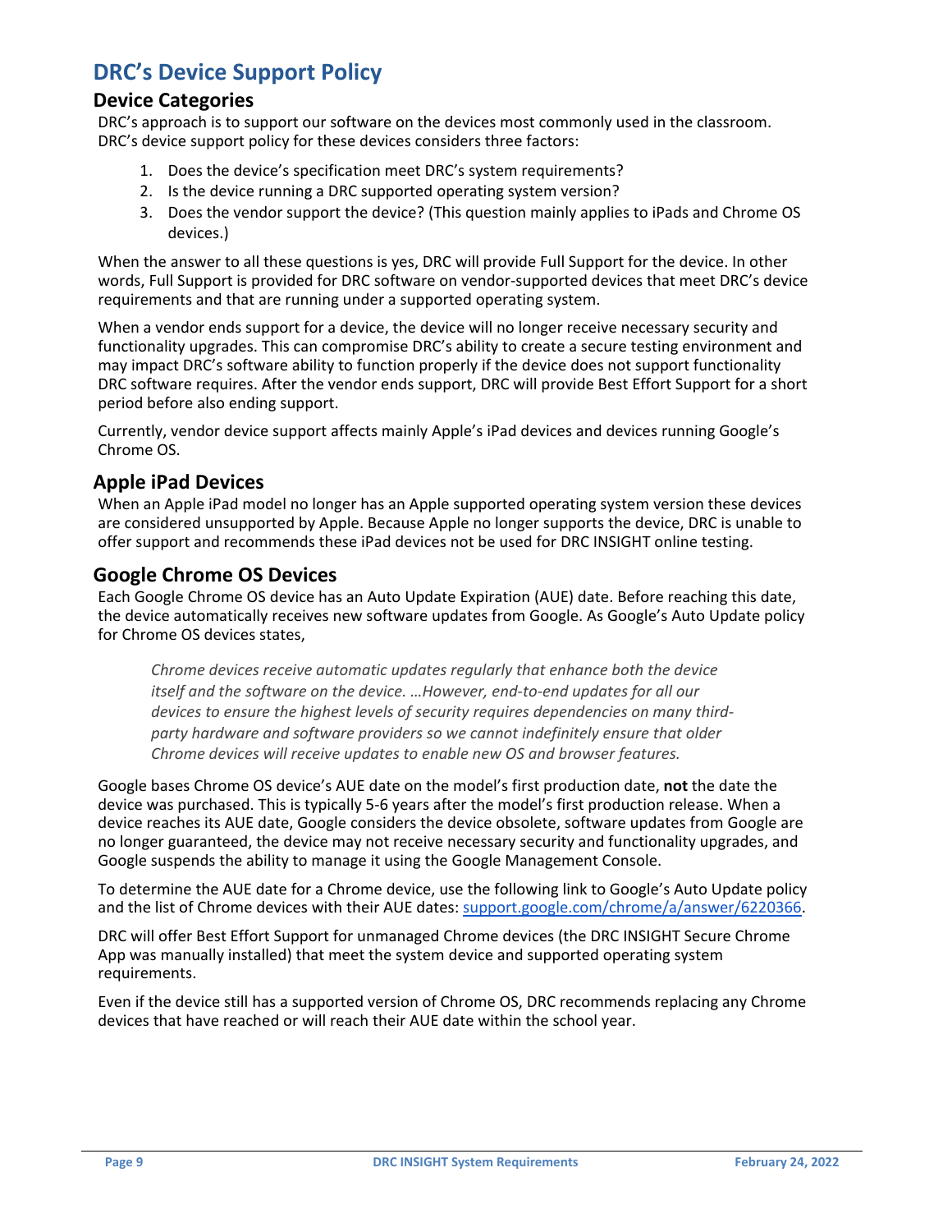# DRC's Device Support Policy

## Device Categories

DRC's approach is to support our software on the devices most commonly used in the classroom. DRC's device support policy for these devices considers three factors:

1. Does the device's specification meet DRC's system requirements?
2. Is the device running a DRC supported operating system version?
3. Does the vendor support the device? (This question mainly applies to iPads and Chrome OS devices.)

When the answer to all these questions is yes, DRC will provide Full Support for the device. In other words, Full Support is provided for DRC software on vendor-supported devices that meet DRC's device requirements and that are running under a supported operating system.

When a vendor ends support for a device, the device will no longer receive necessary security and functionality upgrades. This can compromise DRC's ability to create a secure testing environment and may impact DRC's software ability to function properly if the device does not support functionality DRC software requires. After the vendor ends support, DRC will provide Best Effort Support for a short period before also ending support.

Currently, vendor device support affects mainly Apple's iPad devices and devices running Google's Chrome OS.

## Apple iPad Devices

When an Apple iPad model no longer has an Apple supported operating system version these devices are considered unsupported by Apple. Because Apple no longer supports the device, DRC is unable to offer support and recommends these iPad devices not be used for DRC INSIGHT online testing.

## Google Chrome OS Devices

Each Google Chrome OS device has an Auto Update Expiration (AUE) date. Before reaching this date, the device automatically receives new software updates from Google. As Google's Auto Update policy for Chrome OS devices states,

> *Chrome devices receive automatic updates regularly that enhance both the device itself and the software on the device. …However, end-to-end updates for all our devices to ensure the highest levels of security requires dependencies on many third-party hardware and software providers so we cannot indefinitely ensure that older Chrome devices will receive updates to enable new OS and browser features.*

Google bases Chrome OS device's AUE date on the model's first production date, **not** the date the device was purchased. This is typically 5-6 years after the model's first production release. When a device reaches its AUE date, Google considers the device obsolete, software updates from Google are no longer guaranteed, the device may not receive necessary security and functionality upgrades, and Google suspends the ability to manage it using the Google Management Console.

To determine the AUE date for a Chrome device, use the following link to Google's Auto Update policy and the list of Chrome devices with their AUE dates: [support.google.com/chrome/a/answer/6220366](https://support.google.com/chrome/a/answer/6220366).

DRC will offer Best Effort Support for unmanaged Chrome devices (the DRC INSIGHT Secure Chrome App was manually installed) that meet the system device and supported operating system requirements.

Even if the device still has a supported version of Chrome OS, DRC recommends replacing any Chrome devices that have reached or will reach their AUE date within the school year.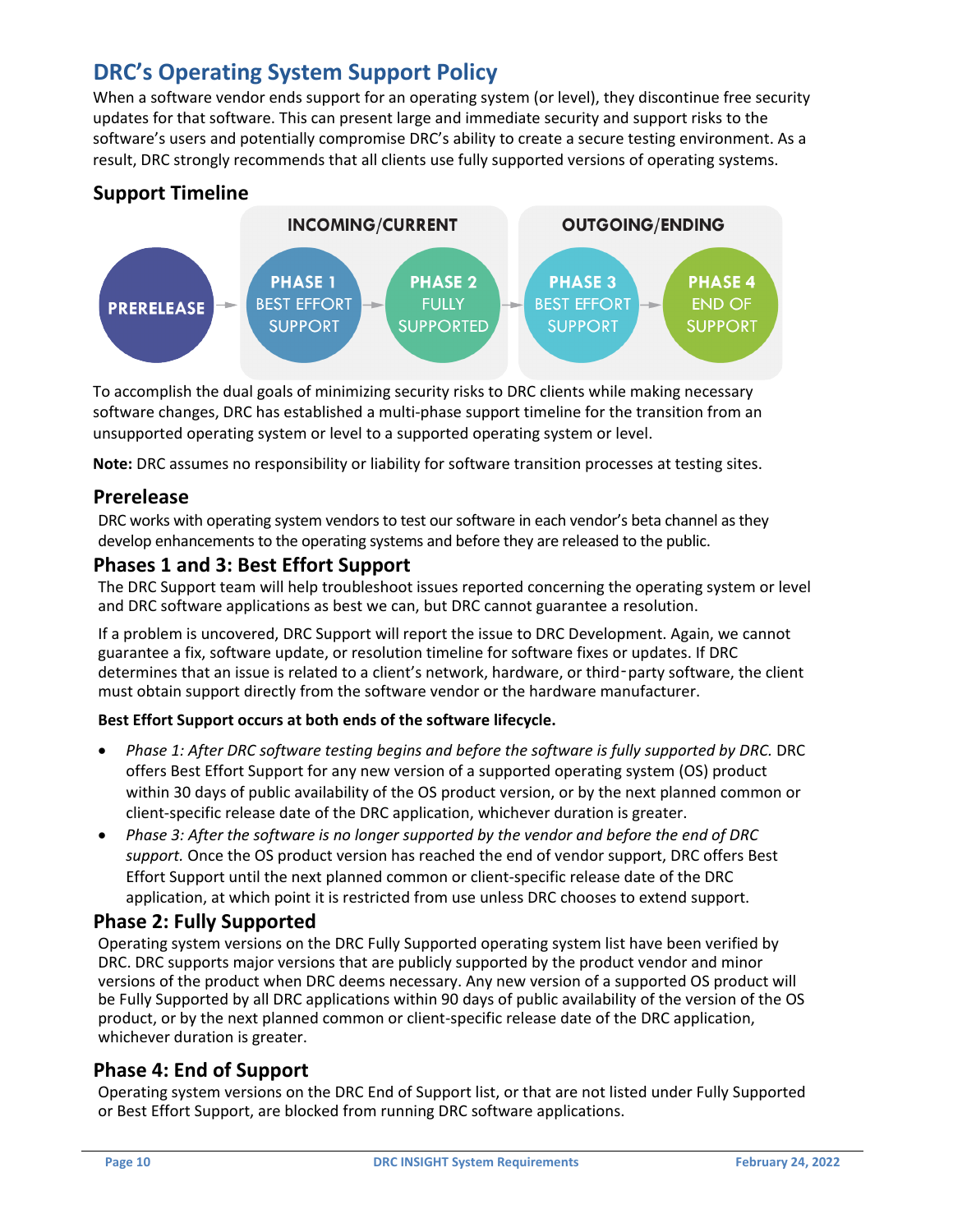# DRC's Operating System Support Policy

When a software vendor ends support for an operating system (or level), they discontinue free security updates for that software. This can present large and immediate security and support risks to the software's users and potentially compromise DRC's ability to create a secure testing environment. As a result, DRC strongly recommends that all clients use fully supported versions of operating systems.

## Support Timeline

INCOMING/CURRENT | OUTGOING/ENDING

PRERELEASE → PHASE 1 BEST EFFORT SUPPORT → PHASE 2 FULLY SUPPORTED → PHASE 3 BEST EFFORT SUPPORT → PHASE 4 END OF SUPPORT

To accomplish the dual goals of minimizing security risks to DRC clients while making necessary software changes, DRC has established a multi-phase support timeline for the transition from an unsupported operating system or level to a supported operating system or level.

**Note:** DRC assumes no responsibility or liability for software transition processes at testing sites.

## Prerelease

DRC works with operating system vendors to test our software in each vendor's beta channel as they develop enhancements to the operating systems and before they are released to the public.

## Phases 1 and 3: Best Effort Support

The DRC Support team will help troubleshoot issues reported concerning the operating system or level and DRC software applications as best we can, but DRC cannot guarantee a resolution.

If a problem is uncovered, DRC Support will report the issue to DRC Development. Again, we cannot guarantee a fix, software update, or resolution timeline for software fixes or updates. If DRC determines that an issue is related to a client's network, hardware, or third‑party software, the client must obtain support directly from the software vendor or the hardware manufacturer.

**Best Effort Support occurs at both ends of the software lifecycle.**

- *Phase 1: After DRC software testing begins and before the software is fully supported by DRC.* DRC offers Best Effort Support for any new version of a supported operating system (OS) product within 30 days of public availability of the OS product version, or by the next planned common or client-specific release date of the DRC application, whichever duration is greater.
- *Phase 3: After the software is no longer supported by the vendor and before the end of DRC support.* Once the OS product version has reached the end of vendor support, DRC offers Best Effort Support until the next planned common or client-specific release date of the DRC application, at which point it is restricted from use unless DRC chooses to extend support.

## Phase 2: Fully Supported

Operating system versions on the DRC Fully Supported operating system list have been verified by DRC. DRC supports major versions that are publicly supported by the product vendor and minor versions of the product when DRC deems necessary. Any new version of a supported OS product will be Fully Supported by all DRC applications within 90 days of public availability of the version of the OS product, or by the next planned common or client-specific release date of the DRC application, whichever duration is greater.

## Phase 4: End of Support

Operating system versions on the DRC End of Support list, or that are not listed under Fully Supported or Best Effort Support, are blocked from running DRC software applications.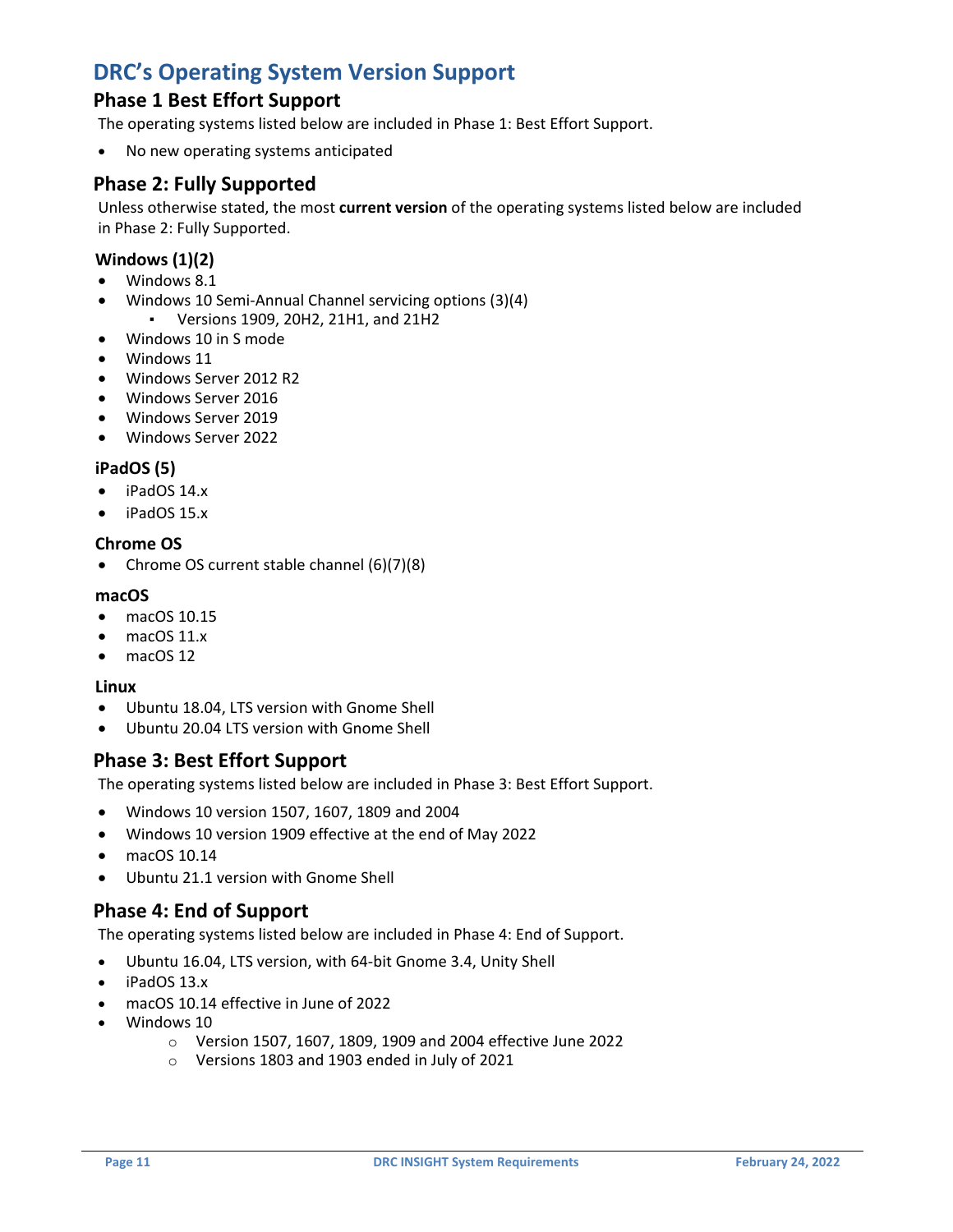# DRC's Operating System Version Support

## Phase 1 Best Effort Support

The operating systems listed below are included in Phase 1: Best Effort Support.

- No new operating systems anticipated

## Phase 2: Fully Supported

Unless otherwise stated, the most **current version** of the operating systems listed below are included in Phase 2: Fully Supported.

### Windows (1)(2)

- Windows 8.1
- Windows 10 Semi-Annual Channel servicing options (3)(4)
  - Versions 1909, 20H2, 21H1, and 21H2
- Windows 10 in S mode
- Windows 11
- Windows Server 2012 R2
- Windows Server 2016
- Windows Server 2019
- Windows Server 2022

### iPadOS (5)

- iPadOS 14.x
- iPadOS 15.x

### Chrome OS

- Chrome OS current stable channel (6)(7)(8)

### macOS

- macOS 10.15
- macOS 11.x
- macOS 12

### Linux

- Ubuntu 18.04, LTS version with Gnome Shell
- Ubuntu 20.04 LTS version with Gnome Shell

## Phase 3: Best Effort Support

The operating systems listed below are included in Phase 3: Best Effort Support.

- Windows 10 version 1507, 1607, 1809 and 2004
- Windows 10 version 1909 effective at the end of May 2022
- macOS 10.14
- Ubuntu 21.1 version with Gnome Shell

## Phase 4: End of Support

The operating systems listed below are included in Phase 4: End of Support.

- Ubuntu 16.04, LTS version, with 64-bit Gnome 3.4, Unity Shell
- iPadOS 13.x
- macOS 10.14 effective in June of 2022
- Windows 10
  - Version 1507, 1607, 1809, 1909 and 2004 effective June 2022
  - Versions 1803 and 1903 ended in July of 2021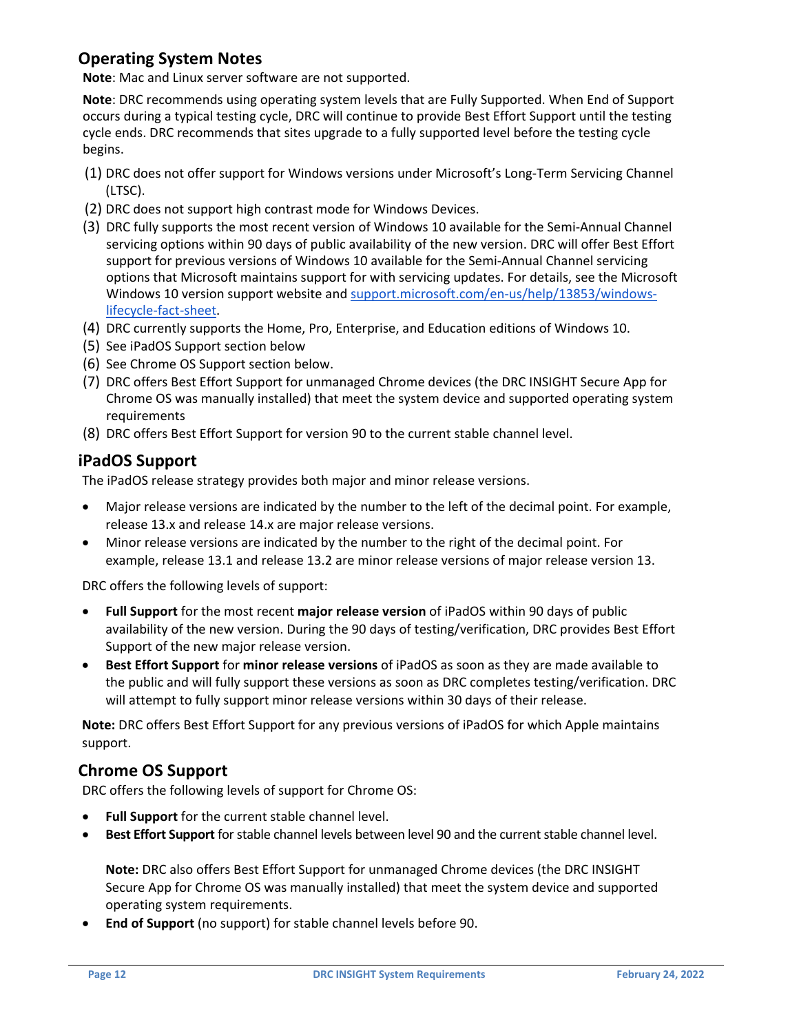## Operating System Notes

**Note**: Mac and Linux server software are not supported.

**Note**: DRC recommends using operating system levels that are Fully Supported. When End of Support occurs during a typical testing cycle, DRC will continue to provide Best Effort Support until the testing cycle ends. DRC recommends that sites upgrade to a fully supported level before the testing cycle begins.

(1) DRC does not offer support for Windows versions under Microsoft's Long-Term Servicing Channel (LTSC).

(2) DRC does not support high contrast mode for Windows Devices.

(3) DRC fully supports the most recent version of Windows 10 available for the Semi-Annual Channel servicing options within 90 days of public availability of the new version. DRC will offer Best Effort support for previous versions of Windows 10 available for the Semi-Annual Channel servicing options that Microsoft maintains support for with servicing updates. For details, see the Microsoft Windows 10 version support website and [support.microsoft.com/en-us/help/13853/windows-lifecycle-fact-sheet](support.microsoft.com/en-us/help/13853/windows-lifecycle-fact-sheet).

(4) DRC currently supports the Home, Pro, Enterprise, and Education editions of Windows 10.

(5) See iPadOS Support section below

(6) See Chrome OS Support section below.

(7) DRC offers Best Effort Support for unmanaged Chrome devices (the DRC INSIGHT Secure App for Chrome OS was manually installed) that meet the system device and supported operating system requirements

(8) DRC offers Best Effort Support for version 90 to the current stable channel level.

## iPadOS Support

The iPadOS release strategy provides both major and minor release versions.

- Major release versions are indicated by the number to the left of the decimal point. For example, release 13.x and release 14.x are major release versions.
- Minor release versions are indicated by the number to the right of the decimal point. For example, release 13.1 and release 13.2 are minor release versions of major release version 13.

DRC offers the following levels of support:

- **Full Support** for the most recent **major release version** of iPadOS within 90 days of public availability of the new version. During the 90 days of testing/verification, DRC provides Best Effort Support of the new major release version.
- **Best Effort Support** for **minor release versions** of iPadOS as soon as they are made available to the public and will fully support these versions as soon as DRC completes testing/verification. DRC will attempt to fully support minor release versions within 30 days of their release.

**Note:** DRC offers Best Effort Support for any previous versions of iPadOS for which Apple maintains support.

## Chrome OS Support

DRC offers the following levels of support for Chrome OS:

- **Full Support** for the current stable channel level.
- **Best Effort Support** for stable channel levels between level 90 and the current stable channel level.

  **Note:** DRC also offers Best Effort Support for unmanaged Chrome devices (the DRC INSIGHT Secure App for Chrome OS was manually installed) that meet the system device and supported operating system requirements.
- **End of Support** (no support) for stable channel levels before 90.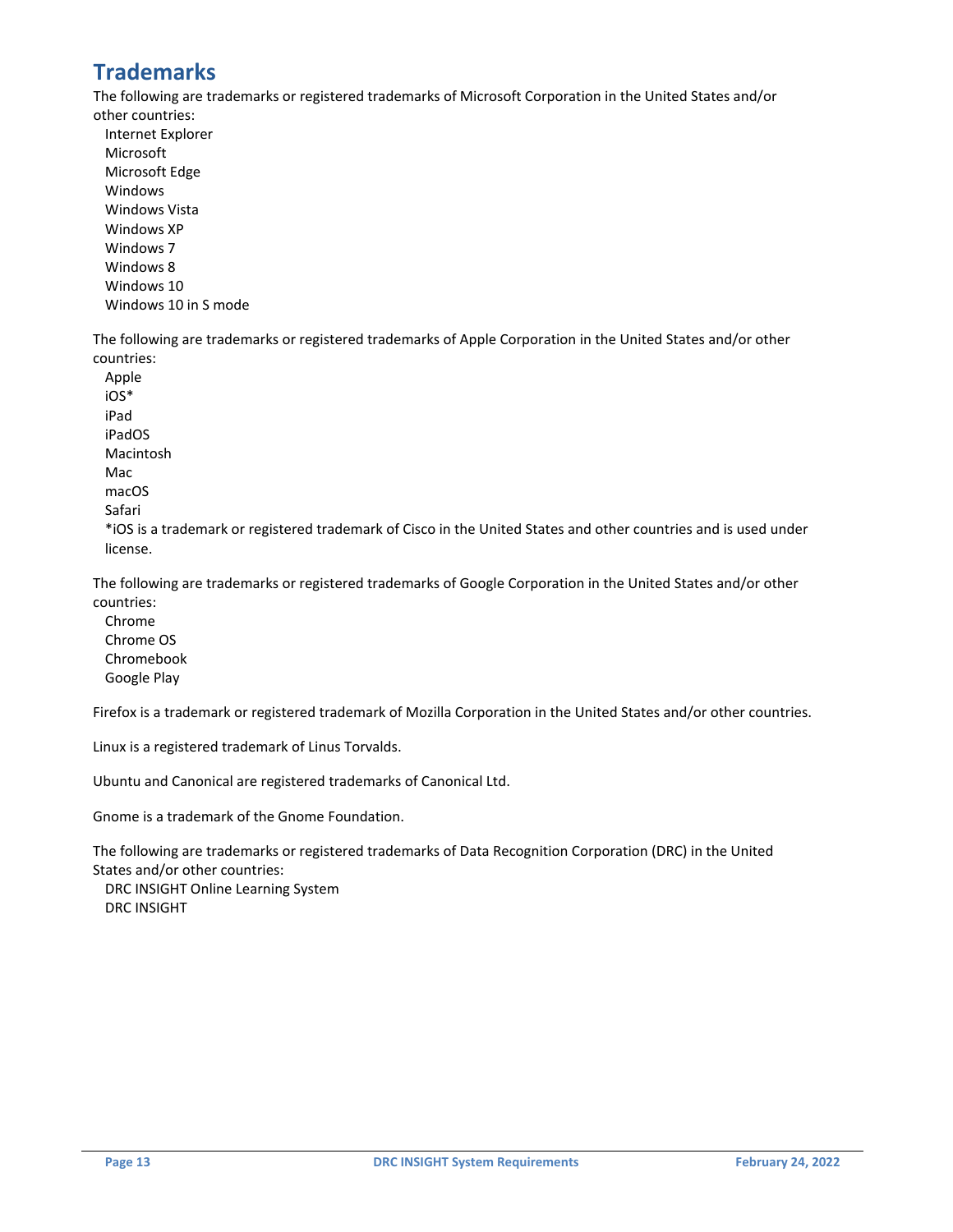# Trademarks

The following are trademarks or registered trademarks of Microsoft Corporation in the United States and/or other countries:

- Internet Explorer
- Microsoft
- Microsoft Edge
- Windows
- Windows Vista
- Windows XP
- Windows 7
- Windows 8
- Windows 10
- Windows 10 in S mode

The following are trademarks or registered trademarks of Apple Corporation in the United States and/or other countries:

- Apple
- iOS*
- iPad
- iPadOS
- Macintosh
- Mac
- macOS
- Safari

*iOS is a trademark or registered trademark of Cisco in the United States and other countries and is used under license.

The following are trademarks or registered trademarks of Google Corporation in the United States and/or other countries:

- Chrome
- Chrome OS
- Chromebook
- Google Play

Firefox is a trademark or registered trademark of Mozilla Corporation in the United States and/or other countries.

Linux is a registered trademark of Linus Torvalds.

Ubuntu and Canonical are registered trademarks of Canonical Ltd.

Gnome is a trademark of the Gnome Foundation.

The following are trademarks or registered trademarks of Data Recognition Corporation (DRC) in the United States and/or other countries:

- DRC INSIGHT Online Learning System
- DRC INSIGHT